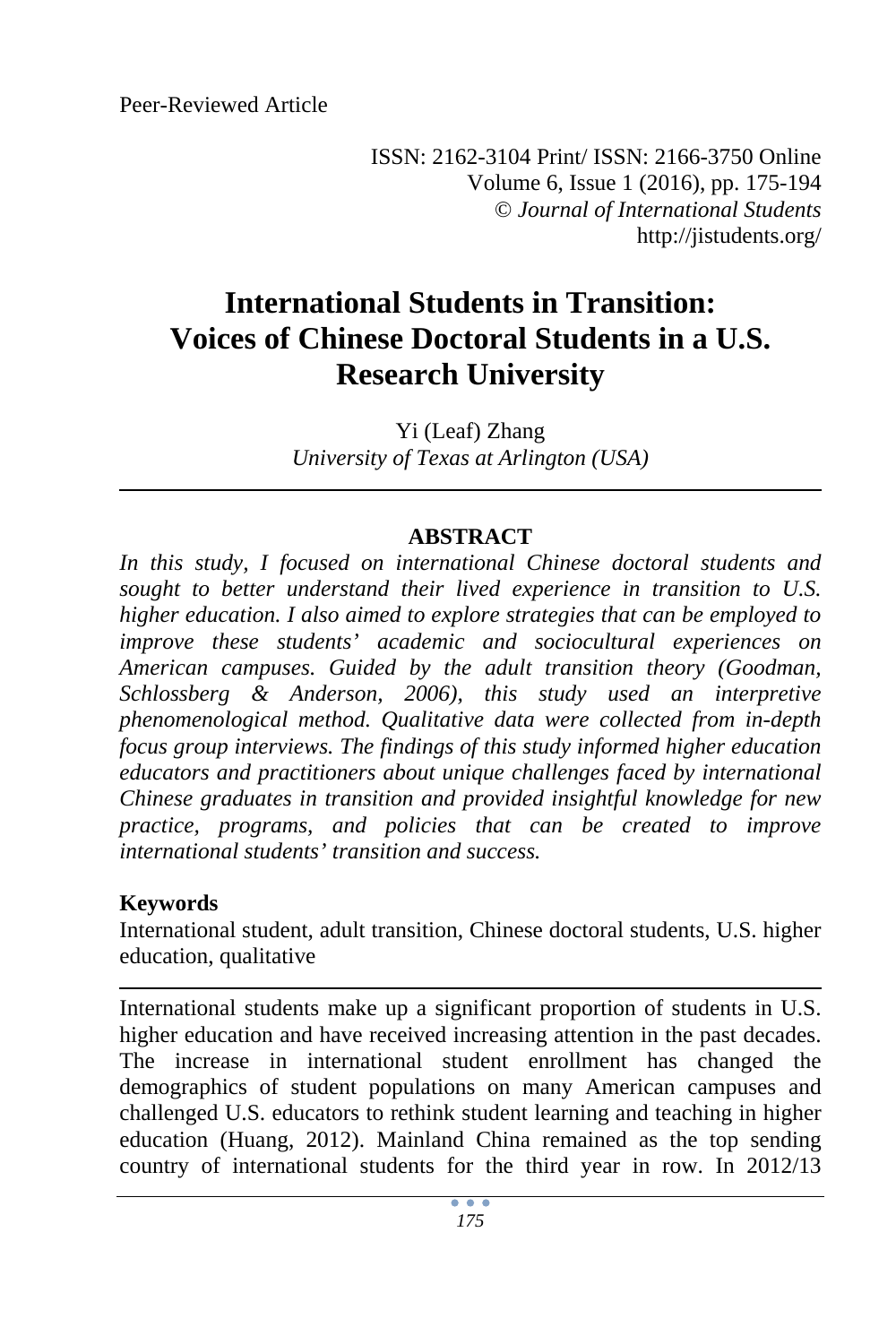Peer-Reviewed Article

ISSN: 2162-3104 Print/ ISSN: 2166-3750 Online
Volume 6, Issue 1 (2016), pp. 175-194
© *Journal of International Students*
http://jistudents.org/

# International Students in Transition: Voices of Chinese Doctoral Students in a U.S. Research University

Yi (Leaf) Zhang
*University of Texas at Arlington (USA)*

---

**ABSTRACT**

*In this study, I focused on international Chinese doctoral students and sought to better understand their lived experience in transition to U.S. higher education. I also aimed to explore strategies that can be employed to improve these students' academic and sociocultural experiences on American campuses. Guided by the adult transition theory (Goodman, Schlossberg & Anderson, 2006), this study used an interpretive phenomenological method. Qualitative data were collected from in-depth focus group interviews. The findings of this study informed higher education educators and practitioners about unique challenges faced by international Chinese graduates in transition and provided insightful knowledge for new practice, programs, and policies that can be created to improve international students' transition and success.*

**Keywords**

International student, adult transition, Chinese doctoral students, U.S. higher education, qualitative

---

International students make up a significant proportion of students in U.S. higher education and have received increasing attention in the past decades. The increase in international student enrollment has changed the demographics of student populations on many American campuses and challenged U.S. educators to rethink student learning and teaching in higher education (Huang, 2012). Mainland China remained as the top sending country of international students for the third year in row. In 2012/13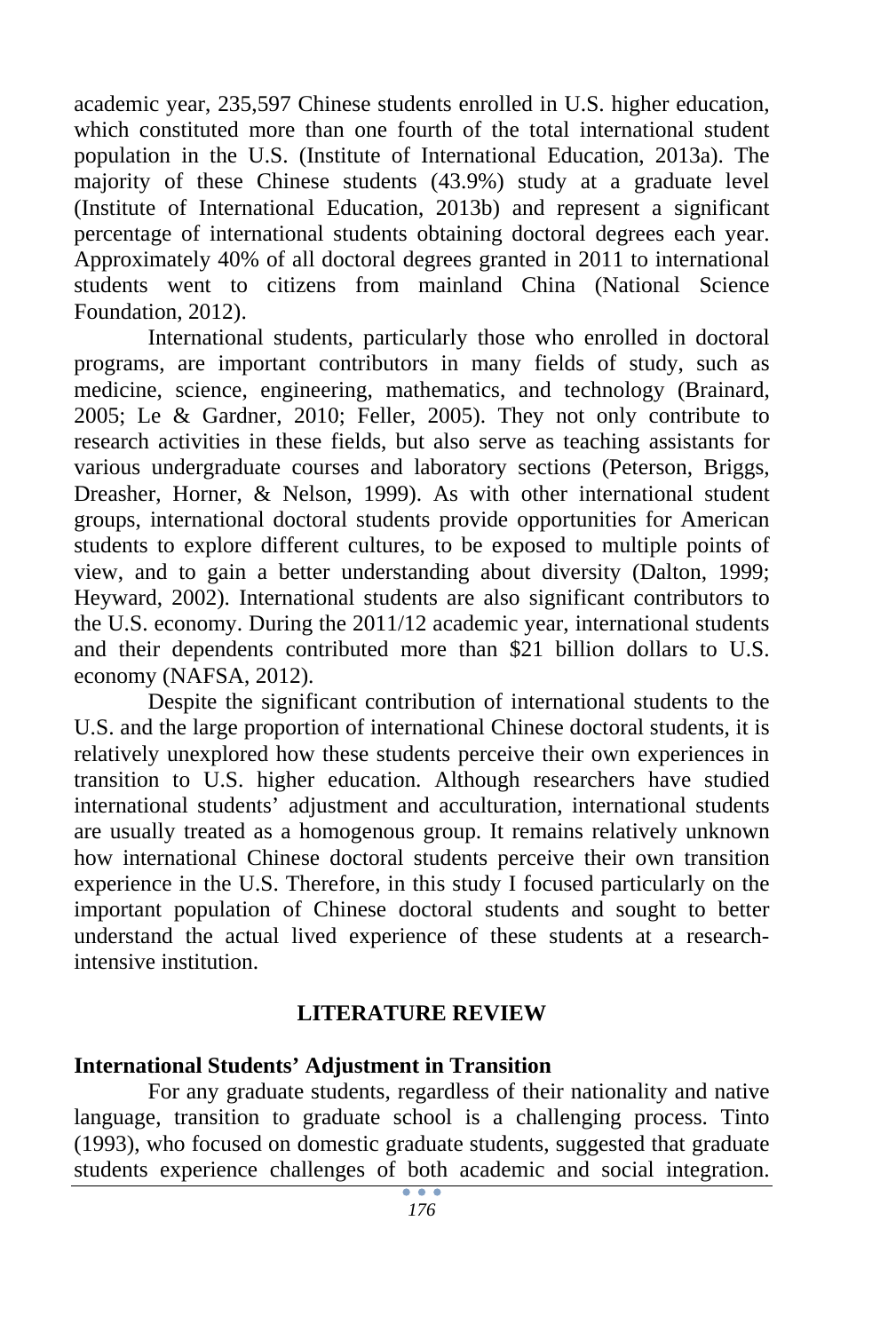academic year, 235,597 Chinese students enrolled in U.S. higher education, which constituted more than one fourth of the total international student population in the U.S. (Institute of International Education, 2013a). The majority of these Chinese students (43.9%) study at a graduate level (Institute of International Education, 2013b) and represent a significant percentage of international students obtaining doctoral degrees each year. Approximately 40% of all doctoral degrees granted in 2011 to international students went to citizens from mainland China (National Science Foundation, 2012).

International students, particularly those who enrolled in doctoral programs, are important contributors in many fields of study, such as medicine, science, engineering, mathematics, and technology (Brainard, 2005; Le & Gardner, 2010; Feller, 2005). They not only contribute to research activities in these fields, but also serve as teaching assistants for various undergraduate courses and laboratory sections (Peterson, Briggs, Dreasher, Horner, & Nelson, 1999). As with other international student groups, international doctoral students provide opportunities for American students to explore different cultures, to be exposed to multiple points of view, and to gain a better understanding about diversity (Dalton, 1999; Heyward, 2002). International students are also significant contributors to the U.S. economy. During the 2011/12 academic year, international students and their dependents contributed more than $21 billion dollars to U.S. economy (NAFSA, 2012).

Despite the significant contribution of international students to the U.S. and the large proportion of international Chinese doctoral students, it is relatively unexplored how these students perceive their own experiences in transition to U.S. higher education. Although researchers have studied international students' adjustment and acculturation, international students are usually treated as a homogenous group. It remains relatively unknown how international Chinese doctoral students perceive their own transition experience in the U.S. Therefore, in this study I focused particularly on the important population of Chinese doctoral students and sought to better understand the actual lived experience of these students at a research-intensive institution.

## LITERATURE REVIEW

### International Students' Adjustment in Transition

For any graduate students, regardless of their nationality and native language, transition to graduate school is a challenging process. Tinto (1993), who focused on domestic graduate students, suggested that graduate students experience challenges of both academic and social integration.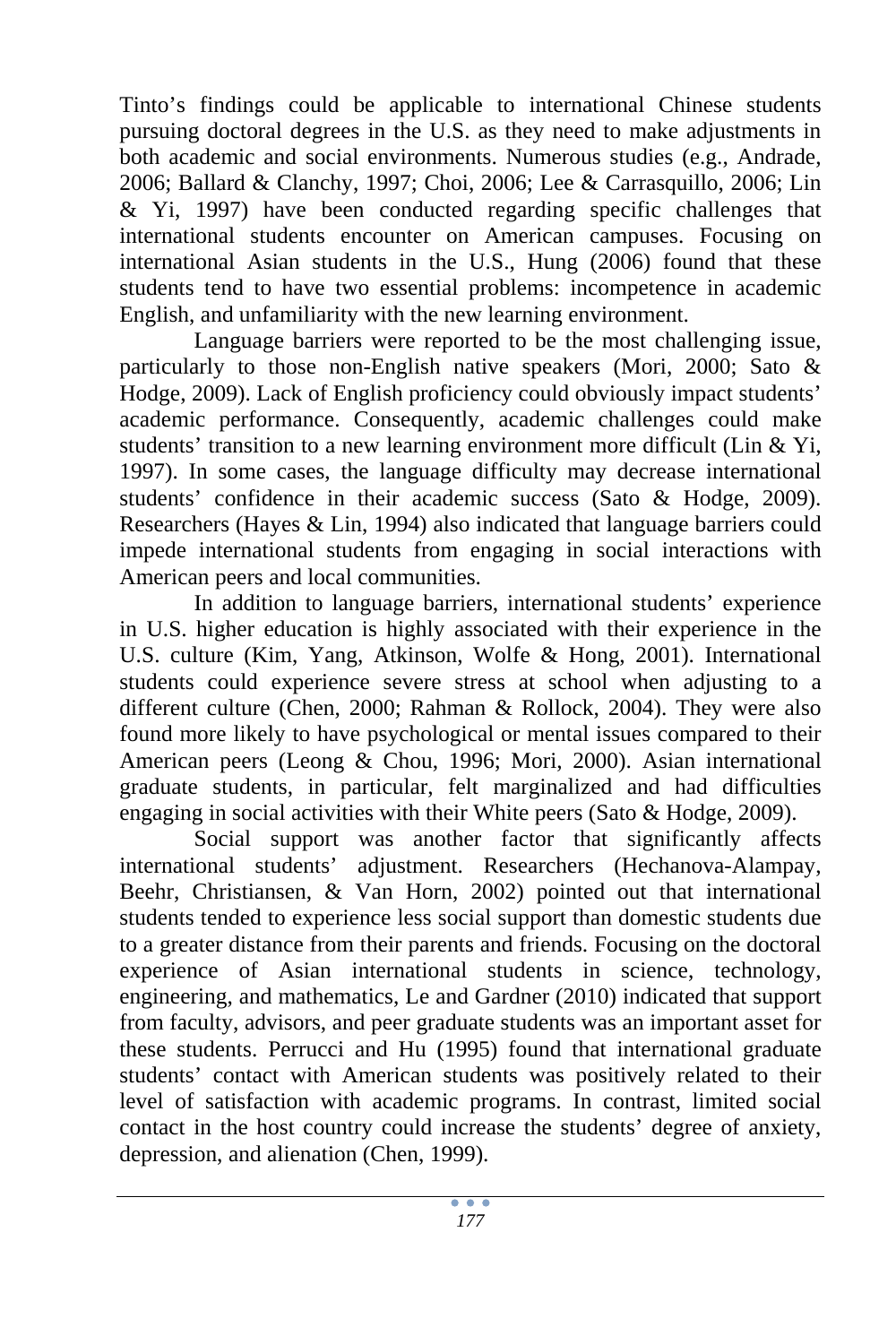Tinto's findings could be applicable to international Chinese students pursuing doctoral degrees in the U.S. as they need to make adjustments in both academic and social environments. Numerous studies (e.g., Andrade, 2006; Ballard & Clanchy, 1997; Choi, 2006; Lee & Carrasquillo, 2006; Lin & Yi, 1997) have been conducted regarding specific challenges that international students encounter on American campuses. Focusing on international Asian students in the U.S., Hung (2006) found that these students tend to have two essential problems: incompetence in academic English, and unfamiliarity with the new learning environment.

Language barriers were reported to be the most challenging issue, particularly to those non-English native speakers (Mori, 2000; Sato & Hodge, 2009). Lack of English proficiency could obviously impact students' academic performance. Consequently, academic challenges could make students' transition to a new learning environment more difficult (Lin & Yi, 1997). In some cases, the language difficulty may decrease international students' confidence in their academic success (Sato & Hodge, 2009). Researchers (Hayes & Lin, 1994) also indicated that language barriers could impede international students from engaging in social interactions with American peers and local communities.

In addition to language barriers, international students' experience in U.S. higher education is highly associated with their experience in the U.S. culture (Kim, Yang, Atkinson, Wolfe & Hong, 2001). International students could experience severe stress at school when adjusting to a different culture (Chen, 2000; Rahman & Rollock, 2004). They were also found more likely to have psychological or mental issues compared to their American peers (Leong & Chou, 1996; Mori, 2000). Asian international graduate students, in particular, felt marginalized and had difficulties engaging in social activities with their White peers (Sato & Hodge, 2009).

Social support was another factor that significantly affects international students' adjustment. Researchers (Hechanova-Alampay, Beehr, Christiansen, & Van Horn, 2002) pointed out that international students tended to experience less social support than domestic students due to a greater distance from their parents and friends. Focusing on the doctoral experience of Asian international students in science, technology, engineering, and mathematics, Le and Gardner (2010) indicated that support from faculty, advisors, and peer graduate students was an important asset for these students. Perrucci and Hu (1995) found that international graduate students' contact with American students was positively related to their level of satisfaction with academic programs. In contrast, limited social contact in the host country could increase the students' degree of anxiety, depression, and alienation (Chen, 1999).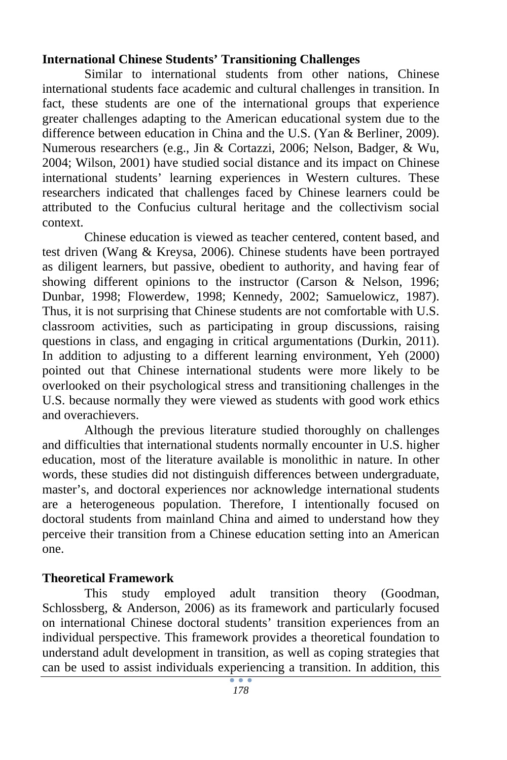**International Chinese Students' Transitioning Challenges**

Similar to international students from other nations, Chinese international students face academic and cultural challenges in transition. In fact, these students are one of the international groups that experience greater challenges adapting to the American educational system due to the difference between education in China and the U.S. (Yan & Berliner, 2009). Numerous researchers (e.g., Jin & Cortazzi, 2006; Nelson, Badger, & Wu, 2004; Wilson, 2001) have studied social distance and its impact on Chinese international students' learning experiences in Western cultures. These researchers indicated that challenges faced by Chinese learners could be attributed to the Confucius cultural heritage and the collectivism social context.

Chinese education is viewed as teacher centered, content based, and test driven (Wang & Kreysa, 2006). Chinese students have been portrayed as diligent learners, but passive, obedient to authority, and having fear of showing different opinions to the instructor (Carson & Nelson, 1996; Dunbar, 1998; Flowerdew, 1998; Kennedy, 2002; Samuelowicz, 1987). Thus, it is not surprising that Chinese students are not comfortable with U.S. classroom activities, such as participating in group discussions, raising questions in class, and engaging in critical argumentations (Durkin, 2011). In addition to adjusting to a different learning environment, Yeh (2000) pointed out that Chinese international students were more likely to be overlooked on their psychological stress and transitioning challenges in the U.S. because normally they were viewed as students with good work ethics and overachievers.

Although the previous literature studied thoroughly on challenges and difficulties that international students normally encounter in U.S. higher education, most of the literature available is monolithic in nature. In other words, these studies did not distinguish differences between undergraduate, master's, and doctoral experiences nor acknowledge international students are a heterogeneous population. Therefore, I intentionally focused on doctoral students from mainland China and aimed to understand how they perceive their transition from a Chinese education setting into an American one.

**Theoretical Framework**

This study employed adult transition theory (Goodman, Schlossberg, & Anderson, 2006) as its framework and particularly focused on international Chinese doctoral students' transition experiences from an individual perspective. This framework provides a theoretical foundation to understand adult development in transition, as well as coping strategies that can be used to assist individuals experiencing a transition. In addition, this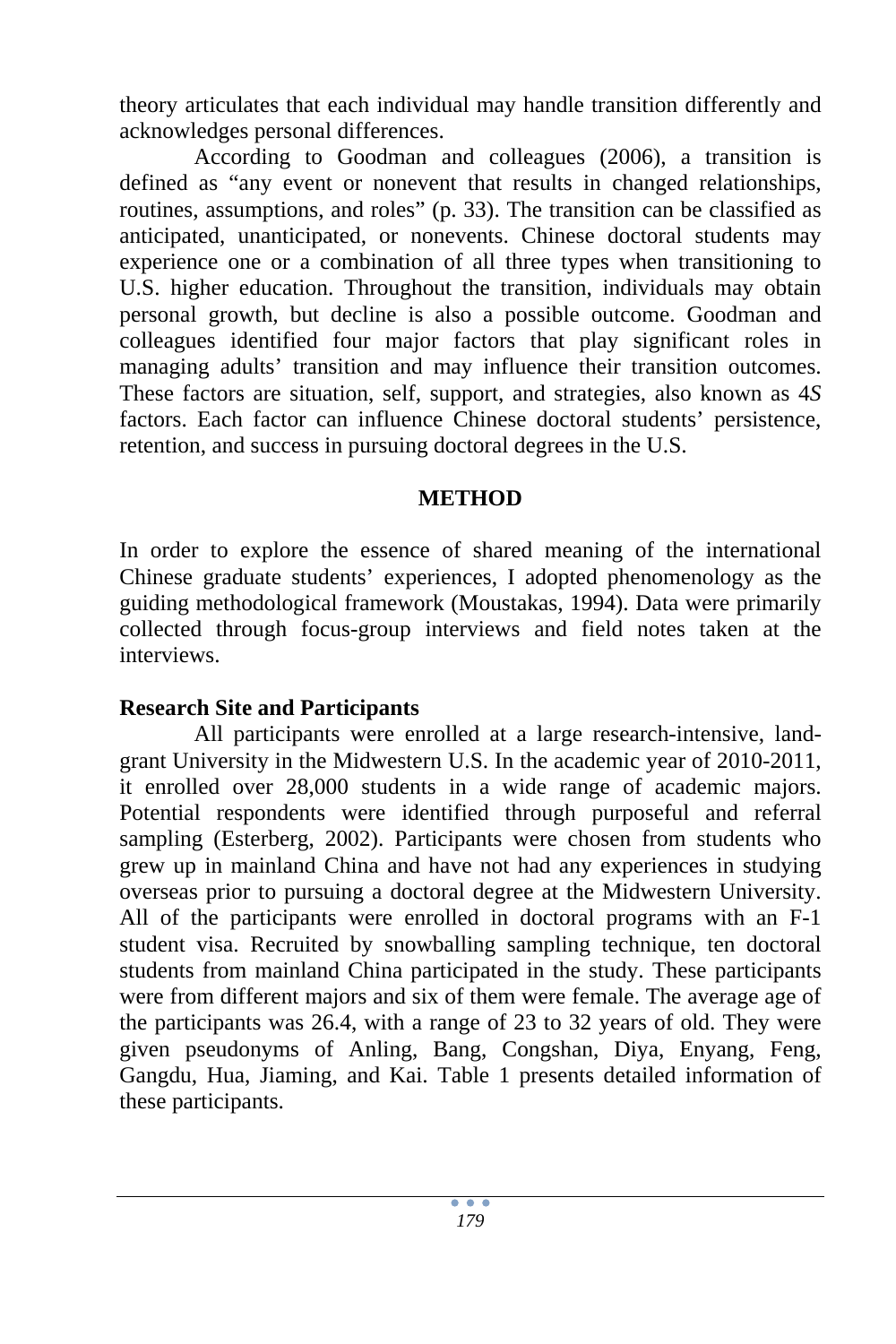theory articulates that each individual may handle transition differently and acknowledges personal differences.

According to Goodman and colleagues (2006), a transition is defined as “any event or nonevent that results in changed relationships, routines, assumptions, and roles” (p. 33). The transition can be classified as anticipated, unanticipated, or nonevents. Chinese doctoral students may experience one or a combination of all three types when transitioning to U.S. higher education. Throughout the transition, individuals may obtain personal growth, but decline is also a possible outcome. Goodman and colleagues identified four major factors that play significant roles in managing adults’ transition and may influence their transition outcomes. These factors are situation, self, support, and strategies, also known as 4*S* factors. Each factor can influence Chinese doctoral students’ persistence, retention, and success in pursuing doctoral degrees in the U.S.

## METHOD

In order to explore the essence of shared meaning of the international Chinese graduate students’ experiences, I adopted phenomenology as the guiding methodological framework (Moustakas, 1994). Data were primarily collected through focus-group interviews and field notes taken at the interviews.

### Research Site and Participants

All participants were enrolled at a large research-intensive, land-grant University in the Midwestern U.S. In the academic year of 2010-2011, it enrolled over 28,000 students in a wide range of academic majors. Potential respondents were identified through purposeful and referral sampling (Esterberg, 2002). Participants were chosen from students who grew up in mainland China and have not had any experiences in studying overseas prior to pursuing a doctoral degree at the Midwestern University. All of the participants were enrolled in doctoral programs with an F-1 student visa. Recruited by snowballing sampling technique, ten doctoral students from mainland China participated in the study. These participants were from different majors and six of them were female. The average age of the participants was 26.4, with a range of 23 to 32 years of old. They were given pseudonyms of Anling, Bang, Congshan, Diya, Enyang, Feng, Gangdu, Hua, Jiaming, and Kai. Table 1 presents detailed information of these participants.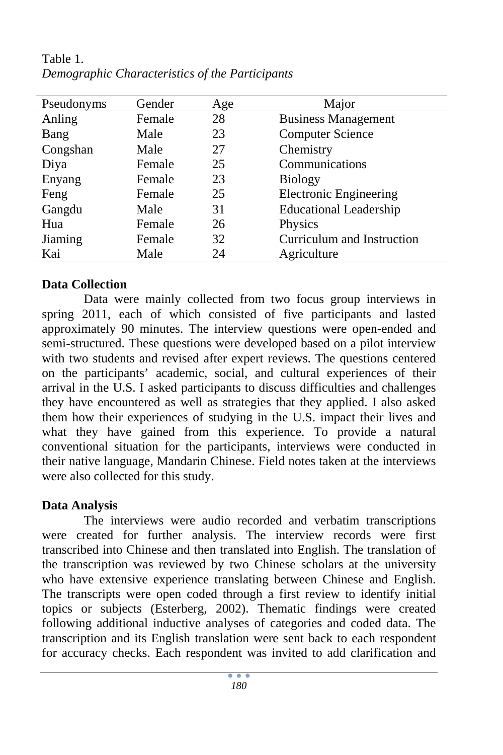Table 1.
*Demographic Characteristics of the Participants*

| Pseudonyms | Gender | Age | Major |
|---|---|---|---|
| Anling | Female | 28 | Business Management |
| Bang | Male | 23 | Computer Science |
| Congshan | Male | 27 | Chemistry |
| Diya | Female | 25 | Communications |
| Enyang | Female | 23 | Biology |
| Feng | Female | 25 | Electronic Engineering |
| Gangdu | Male | 31 | Educational Leadership |
| Hua | Female | 26 | Physics |
| Jiaming | Female | 32 | Curriculum and Instruction |
| Kai | Male | 24 | Agriculture |

**Data Collection**

Data were mainly collected from two focus group interviews in spring 2011, each of which consisted of five participants and lasted approximately 90 minutes. The interview questions were open-ended and semi-structured. These questions were developed based on a pilot interview with two students and revised after expert reviews. The questions centered on the participants' academic, social, and cultural experiences of their arrival in the U.S. I asked participants to discuss difficulties and challenges they have encountered as well as strategies that they applied. I also asked them how their experiences of studying in the U.S. impact their lives and what they have gained from this experience. To provide a natural conventional situation for the participants, interviews were conducted in their native language, Mandarin Chinese. Field notes taken at the interviews were also collected for this study.

**Data Analysis**

The interviews were audio recorded and verbatim transcriptions were created for further analysis. The interview records were first transcribed into Chinese and then translated into English. The translation of the transcription was reviewed by two Chinese scholars at the university who have extensive experience translating between Chinese and English. The transcripts were open coded through a first review to identify initial topics or subjects (Esterberg, 2002). Thematic findings were created following additional inductive analyses of categories and coded data. The transcription and its English translation were sent back to each respondent for accuracy checks. Each respondent was invited to add clarification and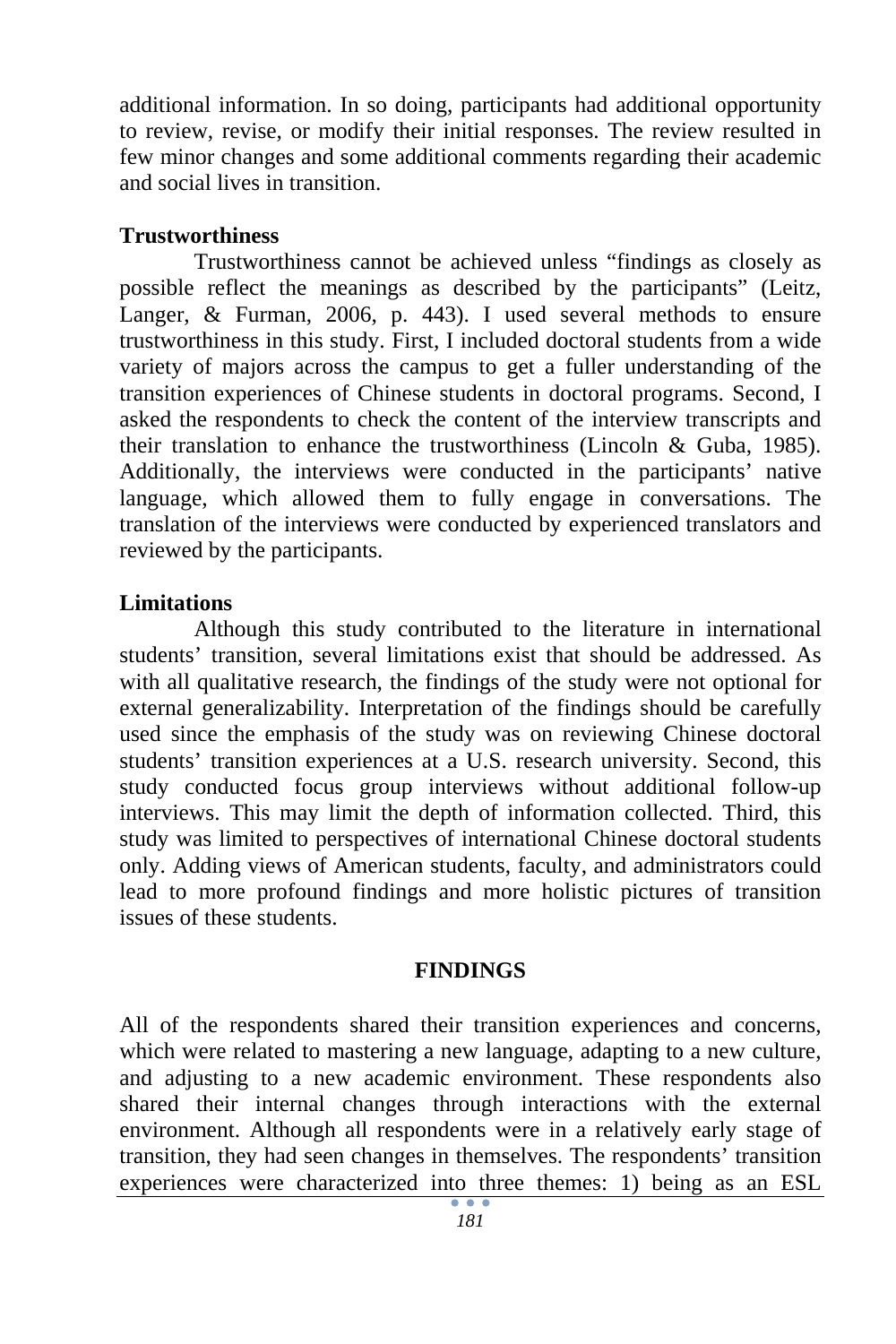additional information. In so doing, participants had additional opportunity to review, revise, or modify their initial responses. The review resulted in few minor changes and some additional comments regarding their academic and social lives in transition.

**Trustworthiness**

Trustworthiness cannot be achieved unless "findings as closely as possible reflect the meanings as described by the participants" (Leitz, Langer, & Furman, 2006, p. 443). I used several methods to ensure trustworthiness in this study. First, I included doctoral students from a wide variety of majors across the campus to get a fuller understanding of the transition experiences of Chinese students in doctoral programs. Second, I asked the respondents to check the content of the interview transcripts and their translation to enhance the trustworthiness (Lincoln & Guba, 1985). Additionally, the interviews were conducted in the participants' native language, which allowed them to fully engage in conversations. The translation of the interviews were conducted by experienced translators and reviewed by the participants.

**Limitations**

Although this study contributed to the literature in international students' transition, several limitations exist that should be addressed. As with all qualitative research, the findings of the study were not optional for external generalizability. Interpretation of the findings should be carefully used since the emphasis of the study was on reviewing Chinese doctoral students' transition experiences at a U.S. research university. Second, this study conducted focus group interviews without additional follow-up interviews. This may limit the depth of information collected. Third, this study was limited to perspectives of international Chinese doctoral students only. Adding views of American students, faculty, and administrators could lead to more profound findings and more holistic pictures of transition issues of these students.

## FINDINGS

All of the respondents shared their transition experiences and concerns, which were related to mastering a new language, adapting to a new culture, and adjusting to a new academic environment. These respondents also shared their internal changes through interactions with the external environment. Although all respondents were in a relatively early stage of transition, they had seen changes in themselves. The respondents' transition experiences were characterized into three themes: 1) being as an ESL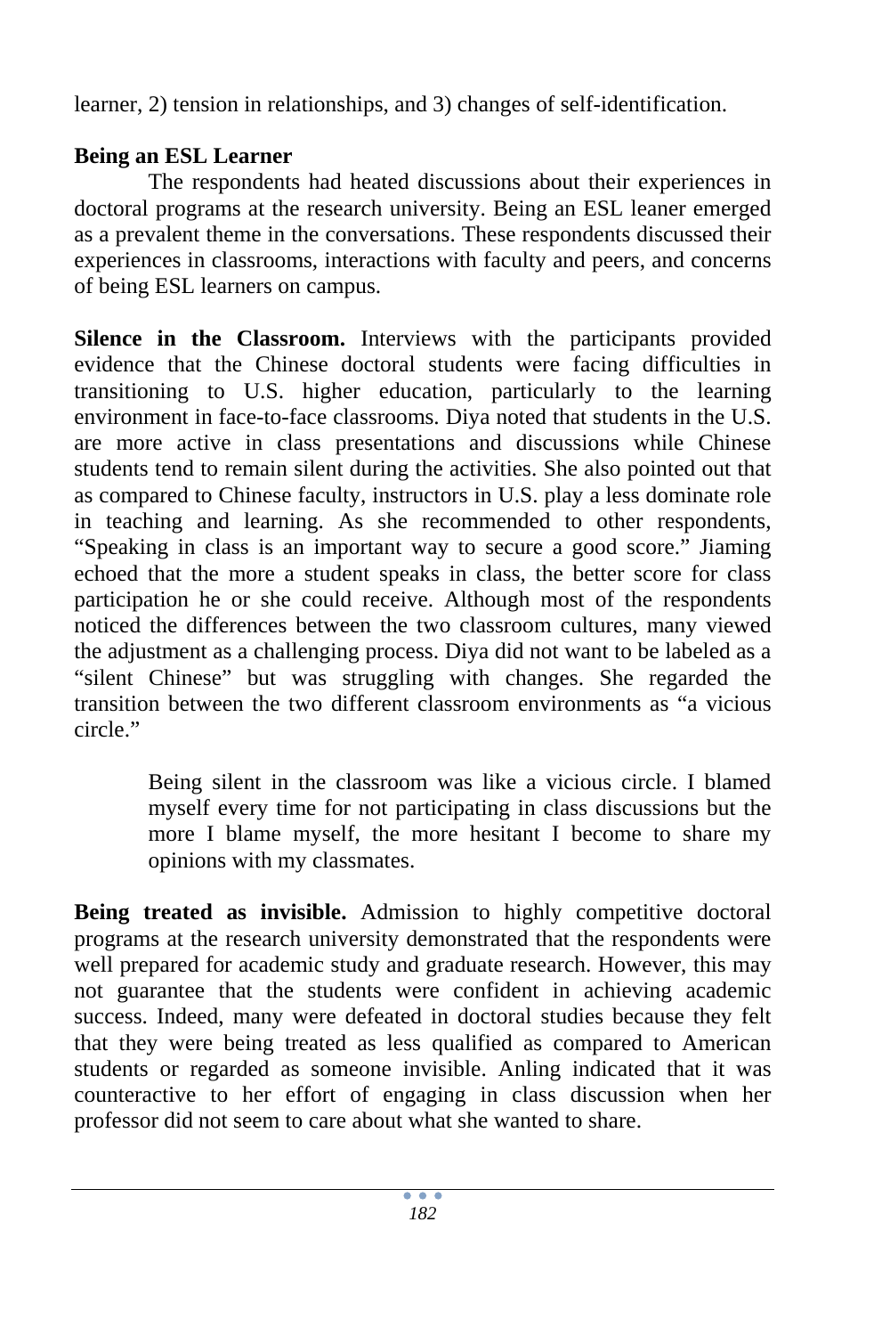learner, 2) tension in relationships, and 3) changes of self-identification.

**Being an ESL Learner**

The respondents had heated discussions about their experiences in doctoral programs at the research university. Being an ESL leaner emerged as a prevalent theme in the conversations. These respondents discussed their experiences in classrooms, interactions with faculty and peers, and concerns of being ESL learners on campus.

**Silence in the Classroom.** Interviews with the participants provided evidence that the Chinese doctoral students were facing difficulties in transitioning to U.S. higher education, particularly to the learning environment in face-to-face classrooms. Diya noted that students in the U.S. are more active in class presentations and discussions while Chinese students tend to remain silent during the activities. She also pointed out that as compared to Chinese faculty, instructors in U.S. play a less dominate role in teaching and learning. As she recommended to other respondents, "Speaking in class is an important way to secure a good score." Jiaming echoed that the more a student speaks in class, the better score for class participation he or she could receive. Although most of the respondents noticed the differences between the two classroom cultures, many viewed the adjustment as a challenging process. Diya did not want to be labeled as a "silent Chinese" but was struggling with changes. She regarded the transition between the two different classroom environments as "a vicious circle."

> Being silent in the classroom was like a vicious circle. I blamed myself every time for not participating in class discussions but the more I blame myself, the more hesitant I become to share my opinions with my classmates.

**Being treated as invisible.** Admission to highly competitive doctoral programs at the research university demonstrated that the respondents were well prepared for academic study and graduate research. However, this may not guarantee that the students were confident in achieving academic success. Indeed, many were defeated in doctoral studies because they felt that they were being treated as less qualified as compared to American students or regarded as someone invisible. Anling indicated that it was counteractive to her effort of engaging in class discussion when her professor did not seem to care about what she wanted to share.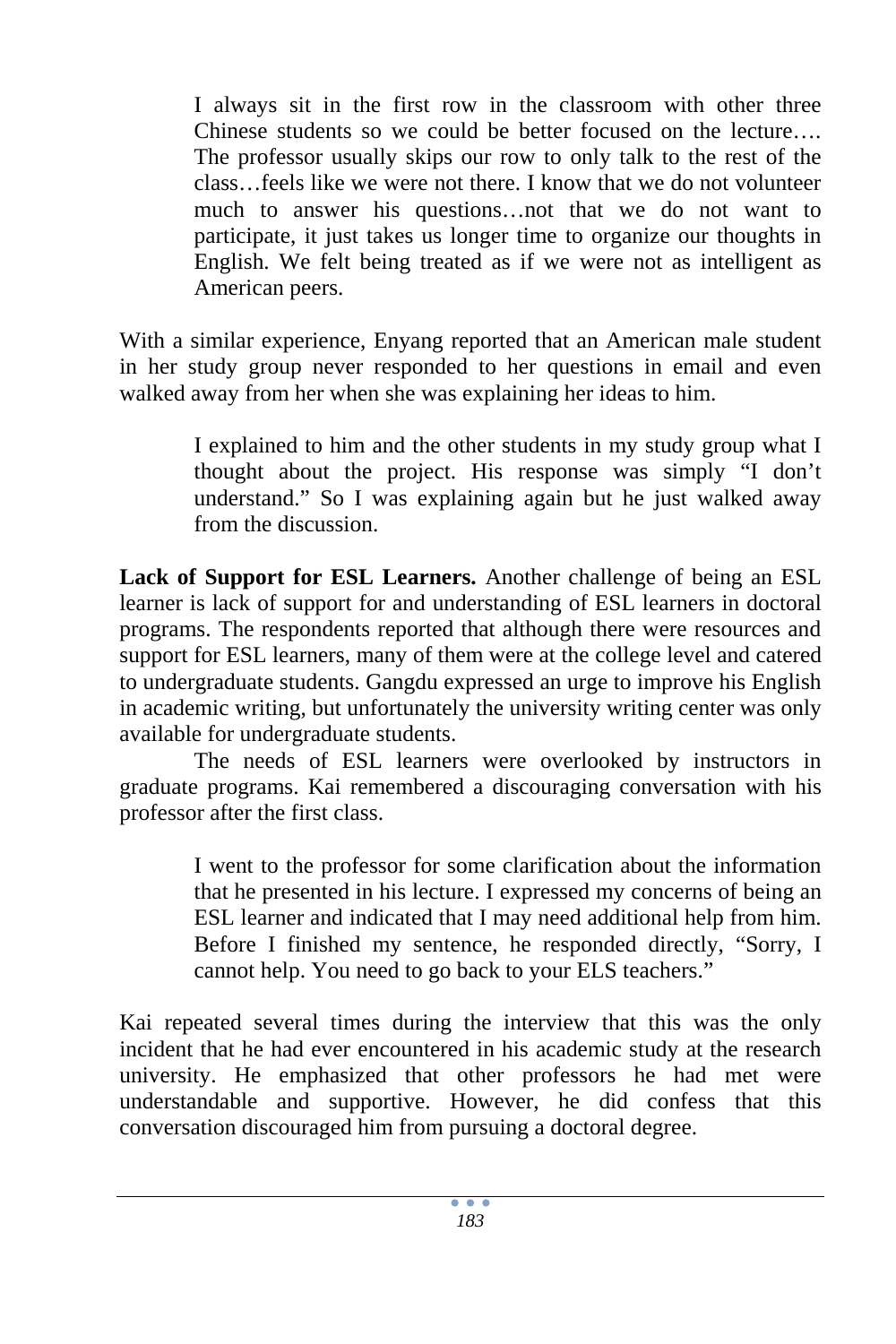> I always sit in the first row in the classroom with other three Chinese students so we could be better focused on the lecture…. The professor usually skips our row to only talk to the rest of the class…feels like we were not there. I know that we do not volunteer much to answer his questions…not that we do not want to participate, it just takes us longer time to organize our thoughts in English. We felt being treated as if we were not as intelligent as American peers.

With a similar experience, Enyang reported that an American male student in her study group never responded to her questions in email and even walked away from her when she was explaining her ideas to him.

> I explained to him and the other students in my study group what I thought about the project. His response was simply "I don't understand." So I was explaining again but he just walked away from the discussion.

**Lack of Support for ESL Learners.** Another challenge of being an ESL learner is lack of support for and understanding of ESL learners in doctoral programs. The respondents reported that although there were resources and support for ESL learners, many of them were at the college level and catered to undergraduate students. Gangdu expressed an urge to improve his English in academic writing, but unfortunately the university writing center was only available for undergraduate students.

The needs of ESL learners were overlooked by instructors in graduate programs. Kai remembered a discouraging conversation with his professor after the first class.

> I went to the professor for some clarification about the information that he presented in his lecture. I expressed my concerns of being an ESL learner and indicated that I may need additional help from him. Before I finished my sentence, he responded directly, "Sorry, I cannot help. You need to go back to your ELS teachers."

Kai repeated several times during the interview that this was the only incident that he had ever encountered in his academic study at the research university. He emphasized that other professors he had met were understandable and supportive. However, he did confess that this conversation discouraged him from pursuing a doctoral degree.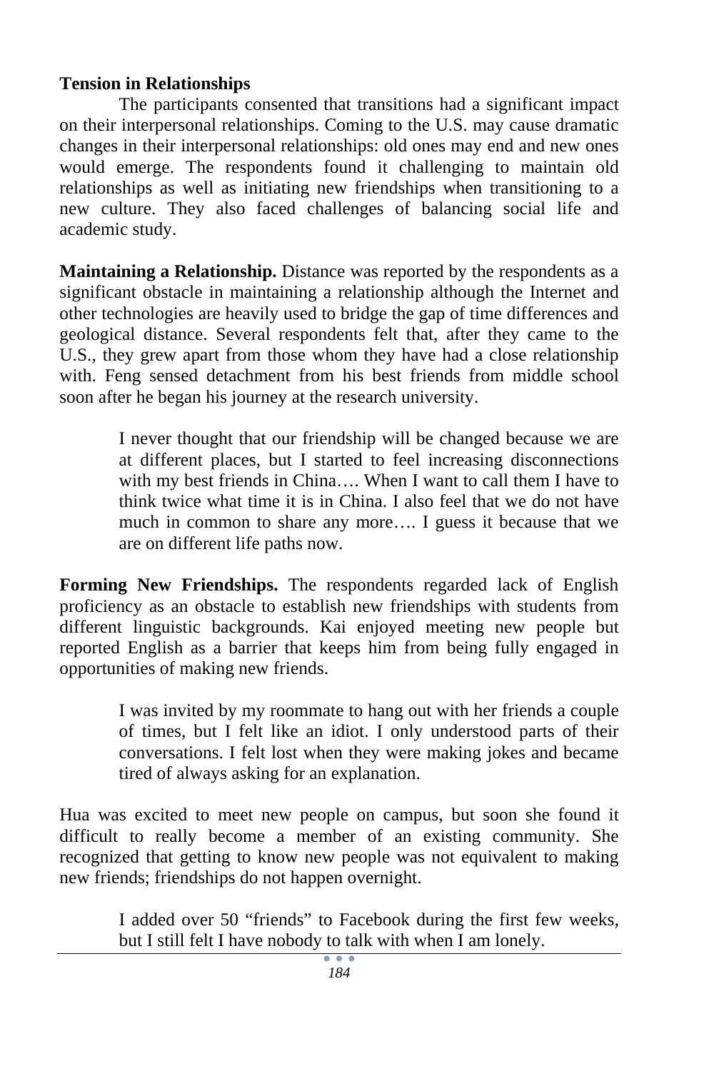**Tension in Relationships**

The participants consented that transitions had a significant impact on their interpersonal relationships. Coming to the U.S. may cause dramatic changes in their interpersonal relationships: old ones may end and new ones would emerge. The respondents found it challenging to maintain old relationships as well as initiating new friendships when transitioning to a new culture. They also faced challenges of balancing social life and academic study.

**Maintaining a Relationship.** Distance was reported by the respondents as a significant obstacle in maintaining a relationship although the Internet and other technologies are heavily used to bridge the gap of time differences and geological distance. Several respondents felt that, after they came to the U.S., they grew apart from those whom they have had a close relationship with. Feng sensed detachment from his best friends from middle school soon after he began his journey at the research university.

> I never thought that our friendship will be changed because we are at different places, but I started to feel increasing disconnections with my best friends in China…. When I want to call them I have to think twice what time it is in China. I also feel that we do not have much in common to share any more…. I guess it because that we are on different life paths now.

**Forming New Friendships.** The respondents regarded lack of English proficiency as an obstacle to establish new friendships with students from different linguistic backgrounds. Kai enjoyed meeting new people but reported English as a barrier that keeps him from being fully engaged in opportunities of making new friends.

> I was invited by my roommate to hang out with her friends a couple of times, but I felt like an idiot. I only understood parts of their conversations. I felt lost when they were making jokes and became tired of always asking for an explanation.

Hua was excited to meet new people on campus, but soon she found it difficult to really become a member of an existing community. She recognized that getting to know new people was not equivalent to making new friends; friendships do not happen overnight.

> I added over 50 “friends” to Facebook during the first few weeks, but I still felt I have nobody to talk with when I am lonely.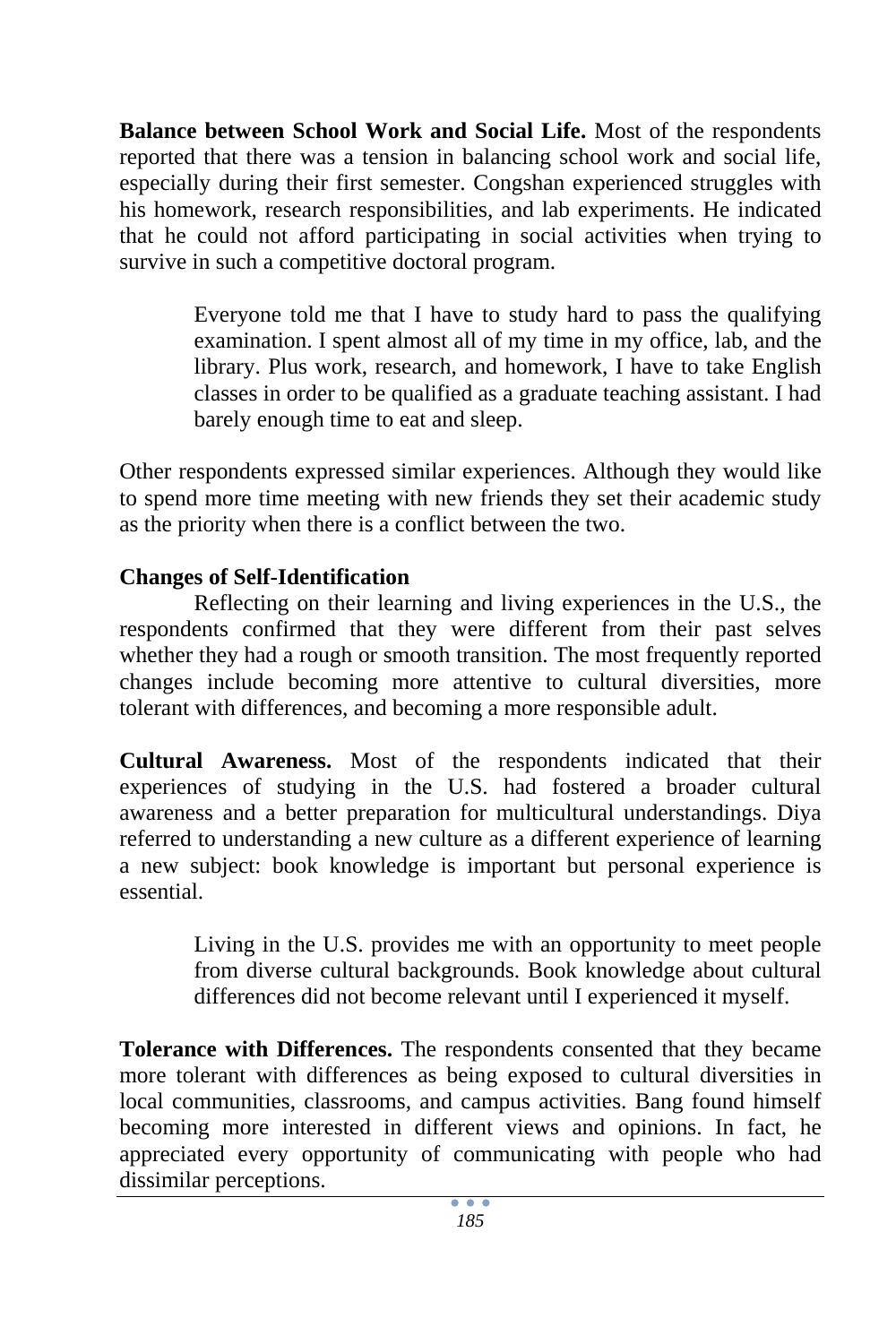**Balance between School Work and Social Life.** Most of the respondents reported that there was a tension in balancing school work and social life, especially during their first semester. Congshan experienced struggles with his homework, research responsibilities, and lab experiments. He indicated that he could not afford participating in social activities when trying to survive in such a competitive doctoral program.

> Everyone told me that I have to study hard to pass the qualifying examination. I spent almost all of my time in my office, lab, and the library. Plus work, research, and homework, I have to take English classes in order to be qualified as a graduate teaching assistant. I had barely enough time to eat and sleep.

Other respondents expressed similar experiences. Although they would like to spend more time meeting with new friends they set their academic study as the priority when there is a conflict between the two.

### Changes of Self-Identification

Reflecting on their learning and living experiences in the U.S., the respondents confirmed that they were different from their past selves whether they had a rough or smooth transition. The most frequently reported changes include becoming more attentive to cultural diversities, more tolerant with differences, and becoming a more responsible adult.

**Cultural Awareness.** Most of the respondents indicated that their experiences of studying in the U.S. had fostered a broader cultural awareness and a better preparation for multicultural understandings. Diya referred to understanding a new culture as a different experience of learning a new subject: book knowledge is important but personal experience is essential.

> Living in the U.S. provides me with an opportunity to meet people from diverse cultural backgrounds. Book knowledge about cultural differences did not become relevant until I experienced it myself.

**Tolerance with Differences.** The respondents consented that they became more tolerant with differences as being exposed to cultural diversities in local communities, classrooms, and campus activities. Bang found himself becoming more interested in different views and opinions. In fact, he appreciated every opportunity of communicating with people who had dissimilar perceptions.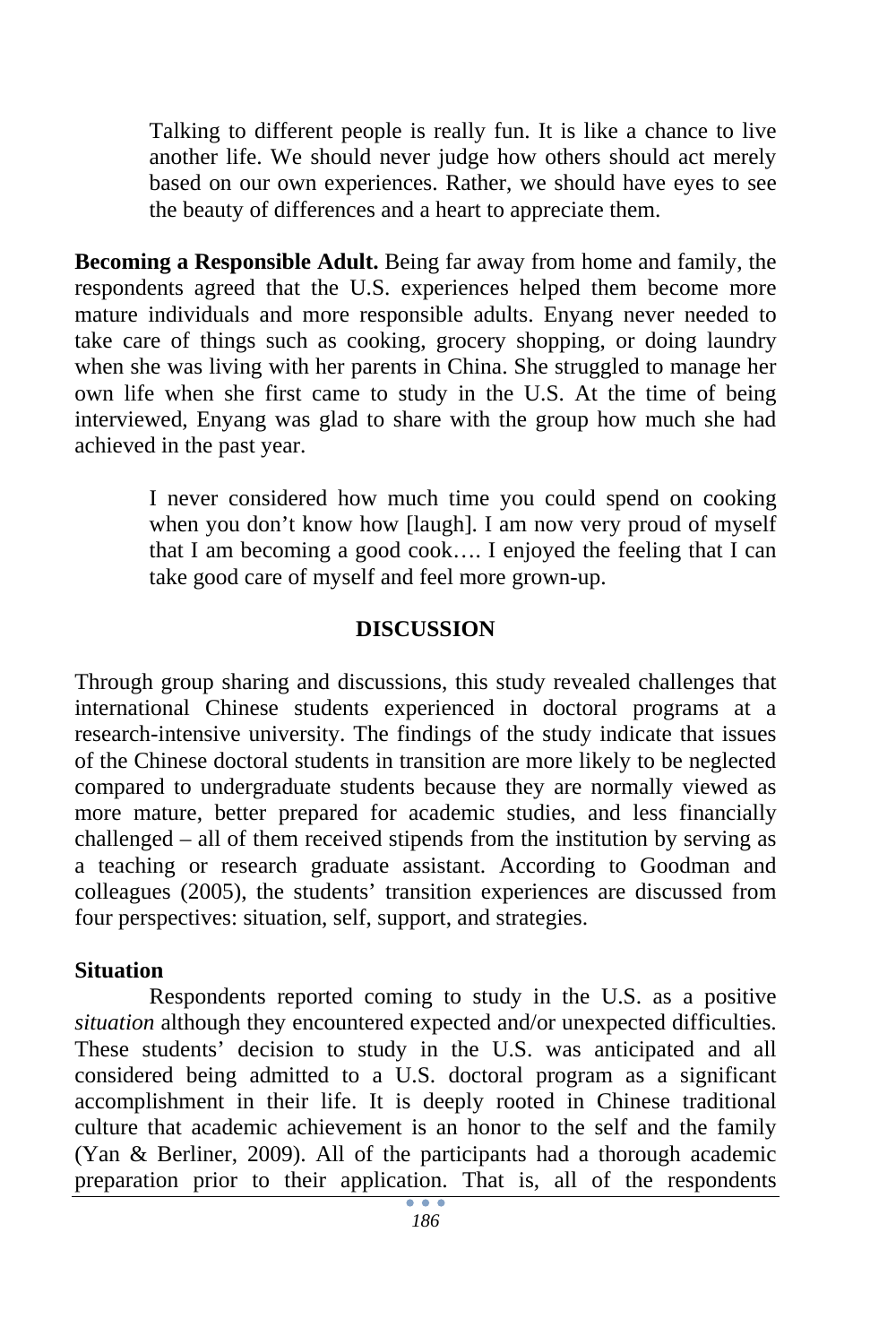> Talking to different people is really fun. It is like a chance to live another life. We should never judge how others should act merely based on our own experiences. Rather, we should have eyes to see the beauty of differences and a heart to appreciate them.

**Becoming a Responsible Adult.** Being far away from home and family, the respondents agreed that the U.S. experiences helped them become more mature individuals and more responsible adults. Enyang never needed to take care of things such as cooking, grocery shopping, or doing laundry when she was living with her parents in China. She struggled to manage her own life when she first came to study in the U.S. At the time of being interviewed, Enyang was glad to share with the group how much she had achieved in the past year.

> I never considered how much time you could spend on cooking when you don't know how [laugh]. I am now very proud of myself that I am becoming a good cook…. I enjoyed the feeling that I can take good care of myself and feel more grown-up.

## DISCUSSION

Through group sharing and discussions, this study revealed challenges that international Chinese students experienced in doctoral programs at a research-intensive university. The findings of the study indicate that issues of the Chinese doctoral students in transition are more likely to be neglected compared to undergraduate students because they are normally viewed as more mature, better prepared for academic studies, and less financially challenged – all of them received stipends from the institution by serving as a teaching or research graduate assistant. According to Goodman and colleagues (2005), the students' transition experiences are discussed from four perspectives: situation, self, support, and strategies.

### Situation

Respondents reported coming to study in the U.S. as a positive *situation* although they encountered expected and/or unexpected difficulties. These students' decision to study in the U.S. was anticipated and all considered being admitted to a U.S. doctoral program as a significant accomplishment in their life. It is deeply rooted in Chinese traditional culture that academic achievement is an honor to the self and the family (Yan & Berliner, 2009). All of the participants had a thorough academic preparation prior to their application. That is, all of the respondents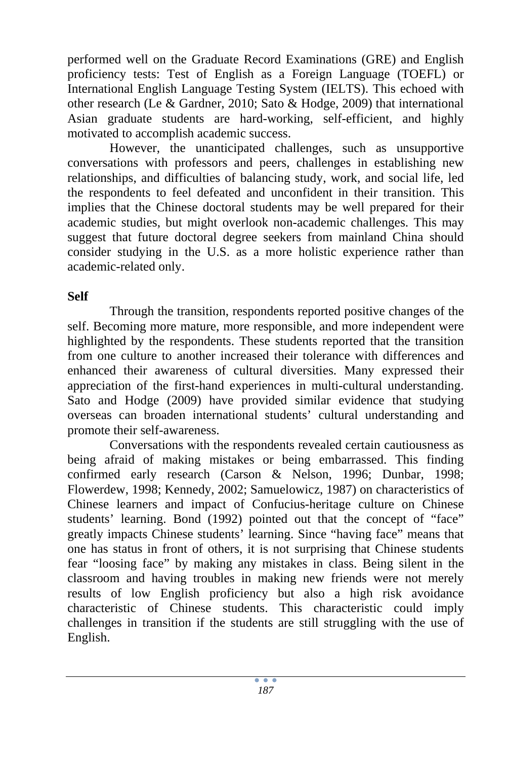performed well on the Graduate Record Examinations (GRE) and English proficiency tests: Test of English as a Foreign Language (TOEFL) or International English Language Testing System (IELTS). This echoed with other research (Le & Gardner, 2010; Sato & Hodge, 2009) that international Asian graduate students are hard-working, self-efficient, and highly motivated to accomplish academic success.

However, the unanticipated challenges, such as unsupportive conversations with professors and peers, challenges in establishing new relationships, and difficulties of balancing study, work, and social life, led the respondents to feel defeated and unconfident in their transition. This implies that the Chinese doctoral students may be well prepared for their academic studies, but might overlook non-academic challenges. This may suggest that future doctoral degree seekers from mainland China should consider studying in the U.S. as a more holistic experience rather than academic-related only.

**Self**

Through the transition, respondents reported positive changes of the self. Becoming more mature, more responsible, and more independent were highlighted by the respondents. These students reported that the transition from one culture to another increased their tolerance with differences and enhanced their awareness of cultural diversities. Many expressed their appreciation of the first-hand experiences in multi-cultural understanding. Sato and Hodge (2009) have provided similar evidence that studying overseas can broaden international students' cultural understanding and promote their self-awareness.

Conversations with the respondents revealed certain cautiousness as being afraid of making mistakes or being embarrassed. This finding confirmed early research (Carson & Nelson, 1996; Dunbar, 1998; Flowerdew, 1998; Kennedy, 2002; Samuelowicz, 1987) on characteristics of Chinese learners and impact of Confucius-heritage culture on Chinese students' learning. Bond (1992) pointed out that the concept of "face" greatly impacts Chinese students' learning. Since "having face" means that one has status in front of others, it is not surprising that Chinese students fear "loosing face" by making any mistakes in class. Being silent in the classroom and having troubles in making new friends were not merely results of low English proficiency but also a high risk avoidance characteristic of Chinese students. This characteristic could imply challenges in transition if the students are still struggling with the use of English.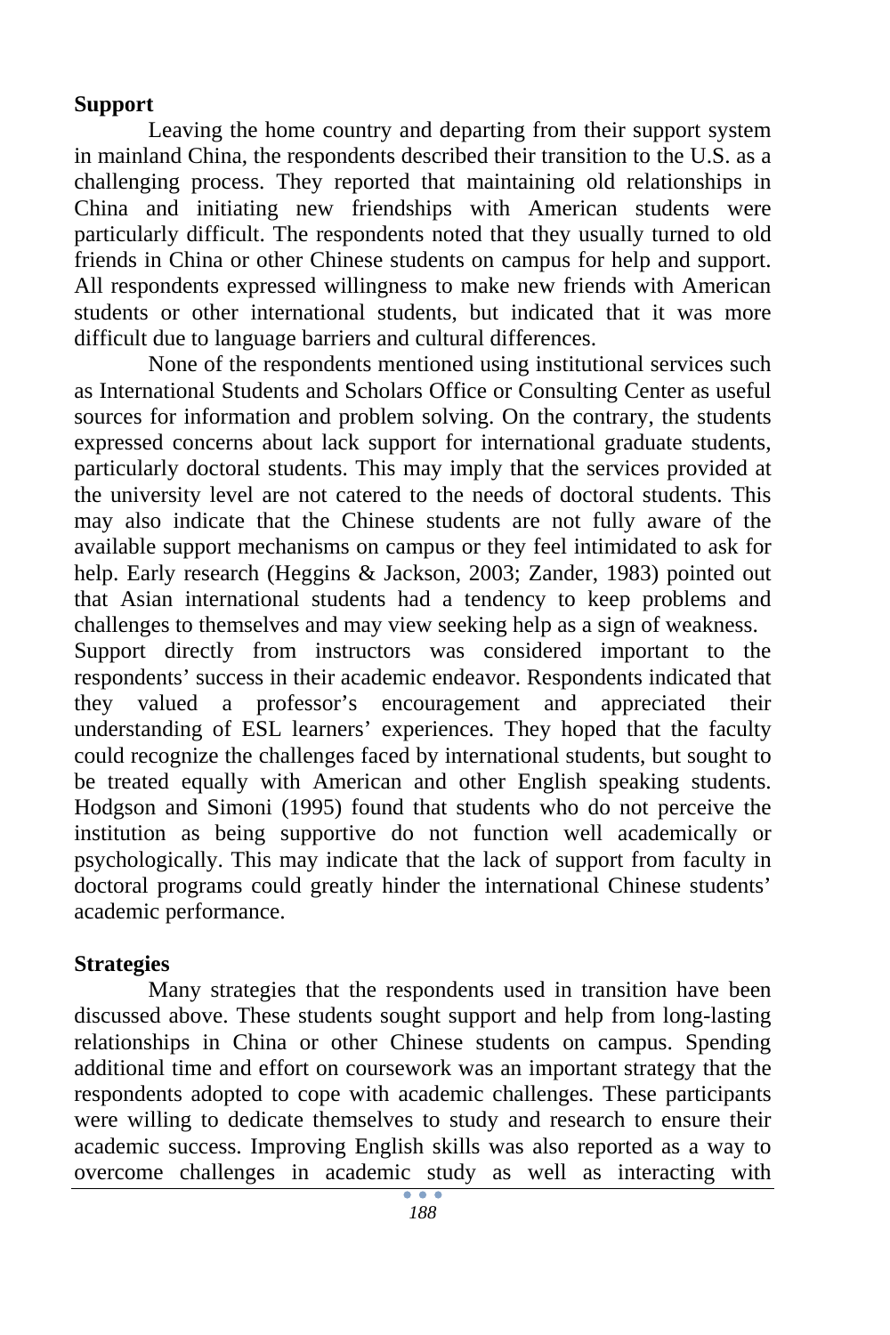**Support**

Leaving the home country and departing from their support system in mainland China, the respondents described their transition to the U.S. as a challenging process. They reported that maintaining old relationships in China and initiating new friendships with American students were particularly difficult. The respondents noted that they usually turned to old friends in China or other Chinese students on campus for help and support. All respondents expressed willingness to make new friends with American students or other international students, but indicated that it was more difficult due to language barriers and cultural differences.

None of the respondents mentioned using institutional services such as International Students and Scholars Office or Consulting Center as useful sources for information and problem solving. On the contrary, the students expressed concerns about lack support for international graduate students, particularly doctoral students. This may imply that the services provided at the university level are not catered to the needs of doctoral students. This may also indicate that the Chinese students are not fully aware of the available support mechanisms on campus or they feel intimidated to ask for help. Early research (Heggins & Jackson, 2003; Zander, 1983) pointed out that Asian international students had a tendency to keep problems and challenges to themselves and may view seeking help as a sign of weakness.

Support directly from instructors was considered important to the respondents' success in their academic endeavor. Respondents indicated that they valued a professor's encouragement and appreciated their understanding of ESL learners' experiences. They hoped that the faculty could recognize the challenges faced by international students, but sought to be treated equally with American and other English speaking students. Hodgson and Simoni (1995) found that students who do not perceive the institution as being supportive do not function well academically or psychologically. This may indicate that the lack of support from faculty in doctoral programs could greatly hinder the international Chinese students' academic performance.

**Strategies**

Many strategies that the respondents used in transition have been discussed above. These students sought support and help from long-lasting relationships in China or other Chinese students on campus. Spending additional time and effort on coursework was an important strategy that the respondents adopted to cope with academic challenges. These participants were willing to dedicate themselves to study and research to ensure their academic success. Improving English skills was also reported as a way to overcome challenges in academic study as well as interacting with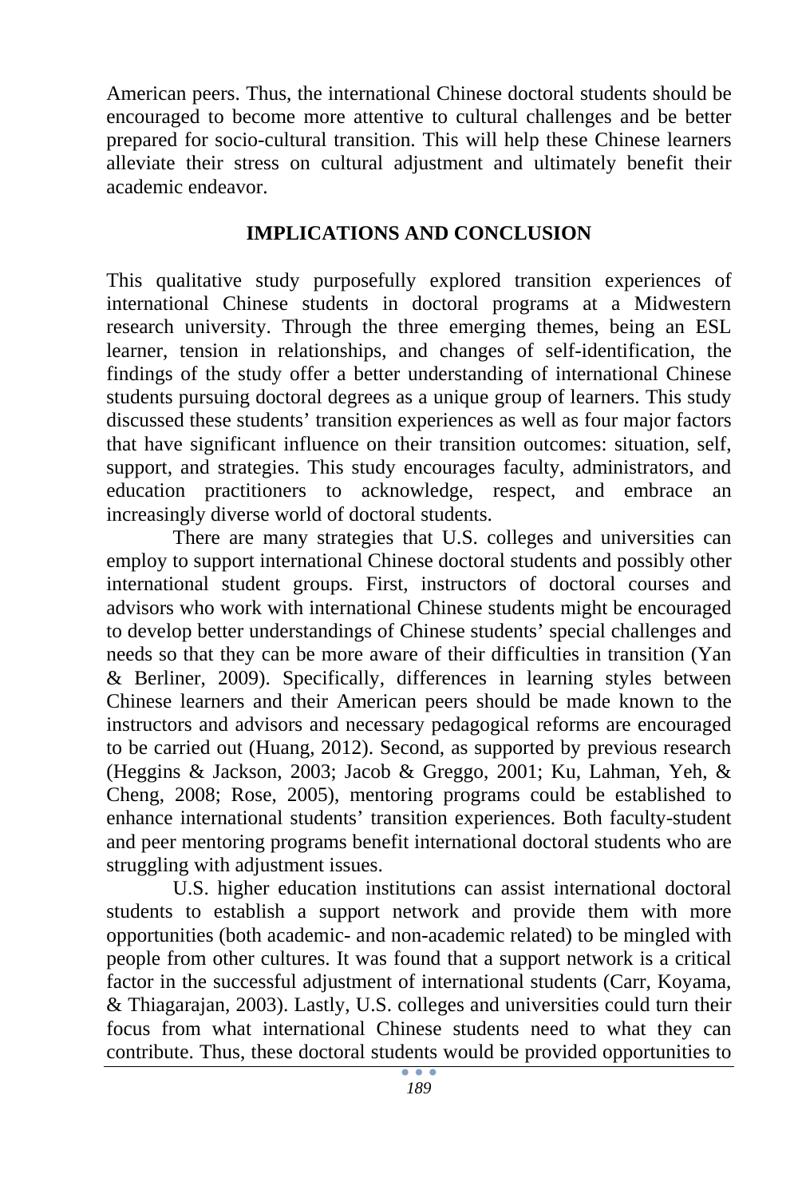American peers. Thus, the international Chinese doctoral students should be encouraged to become more attentive to cultural challenges and be better prepared for socio-cultural transition. This will help these Chinese learners alleviate their stress on cultural adjustment and ultimately benefit their academic endeavor.

## IMPLICATIONS AND CONCLUSION

This qualitative study purposefully explored transition experiences of international Chinese students in doctoral programs at a Midwestern research university. Through the three emerging themes, being an ESL learner, tension in relationships, and changes of self-identification, the findings of the study offer a better understanding of international Chinese students pursuing doctoral degrees as a unique group of learners. This study discussed these students' transition experiences as well as four major factors that have significant influence on their transition outcomes: situation, self, support, and strategies. This study encourages faculty, administrators, and education practitioners to acknowledge, respect, and embrace an increasingly diverse world of doctoral students.

There are many strategies that U.S. colleges and universities can employ to support international Chinese doctoral students and possibly other international student groups. First, instructors of doctoral courses and advisors who work with international Chinese students might be encouraged to develop better understandings of Chinese students' special challenges and needs so that they can be more aware of their difficulties in transition (Yan & Berliner, 2009). Specifically, differences in learning styles between Chinese learners and their American peers should be made known to the instructors and advisors and necessary pedagogical reforms are encouraged to be carried out (Huang, 2012). Second, as supported by previous research (Heggins & Jackson, 2003; Jacob & Greggo, 2001; Ku, Lahman, Yeh, & Cheng, 2008; Rose, 2005), mentoring programs could be established to enhance international students' transition experiences. Both faculty-student and peer mentoring programs benefit international doctoral students who are struggling with adjustment issues.

U.S. higher education institutions can assist international doctoral students to establish a support network and provide them with more opportunities (both academic- and non-academic related) to be mingled with people from other cultures. It was found that a support network is a critical factor in the successful adjustment of international students (Carr, Koyama, & Thiagarajan, 2003). Lastly, U.S. colleges and universities could turn their focus from what international Chinese students need to what they can contribute. Thus, these doctoral students would be provided opportunities to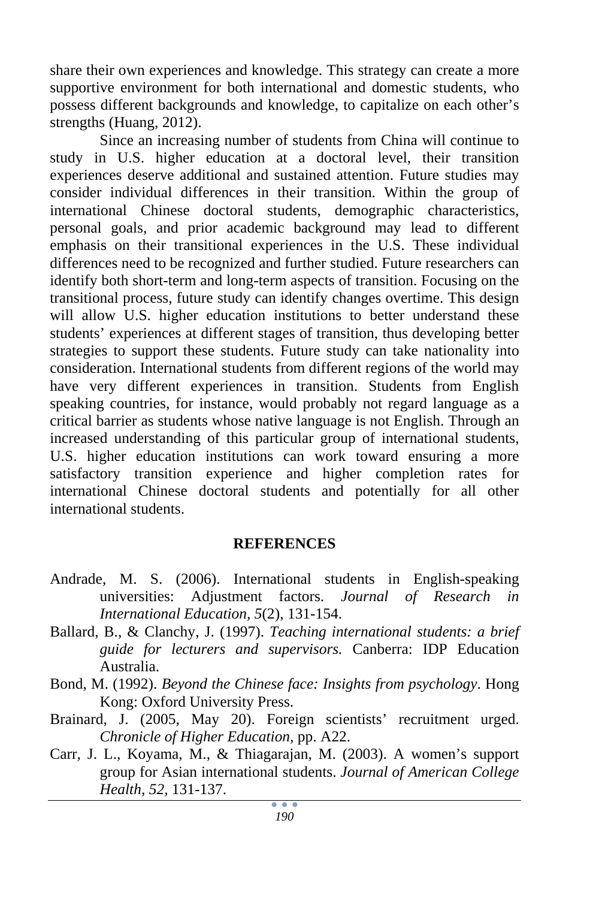share their own experiences and knowledge. This strategy can create a more supportive environment for both international and domestic students, who possess different backgrounds and knowledge, to capitalize on each other's strengths (Huang, 2012).

Since an increasing number of students from China will continue to study in U.S. higher education at a doctoral level, their transition experiences deserve additional and sustained attention. Future studies may consider individual differences in their transition. Within the group of international Chinese doctoral students, demographic characteristics, personal goals, and prior academic background may lead to different emphasis on their transitional experiences in the U.S. These individual differences need to be recognized and further studied. Future researchers can identify both short-term and long-term aspects of transition. Focusing on the transitional process, future study can identify changes overtime. This design will allow U.S. higher education institutions to better understand these students' experiences at different stages of transition, thus developing better strategies to support these students. Future study can take nationality into consideration. International students from different regions of the world may have very different experiences in transition. Students from English speaking countries, for instance, would probably not regard language as a critical barrier as students whose native language is not English. Through an increased understanding of this particular group of international students, U.S. higher education institutions can work toward ensuring a more satisfactory transition experience and higher completion rates for international Chinese doctoral students and potentially for all other international students.

## REFERENCES

Andrade, M. S. (2006). International students in English-speaking universities: Adjustment factors. *Journal of Research in International Education, 5*(2), 131-154.

Ballard, B., & Clanchy, J. (1997). *Teaching international students: a brief guide for lecturers and supervisors.* Canberra: IDP Education Australia.

Bond, M. (1992). *Beyond the Chinese face: Insights from psychology*. Hong Kong: Oxford University Press.

Brainard, J. (2005, May 20). Foreign scientists' recruitment urged. *Chronicle of Higher Education,* pp. A22.

Carr, J. L., Koyama, M., & Thiagarajan, M. (2003). A women's support group for Asian international students. *Journal of American College Health, 52,* 131-137.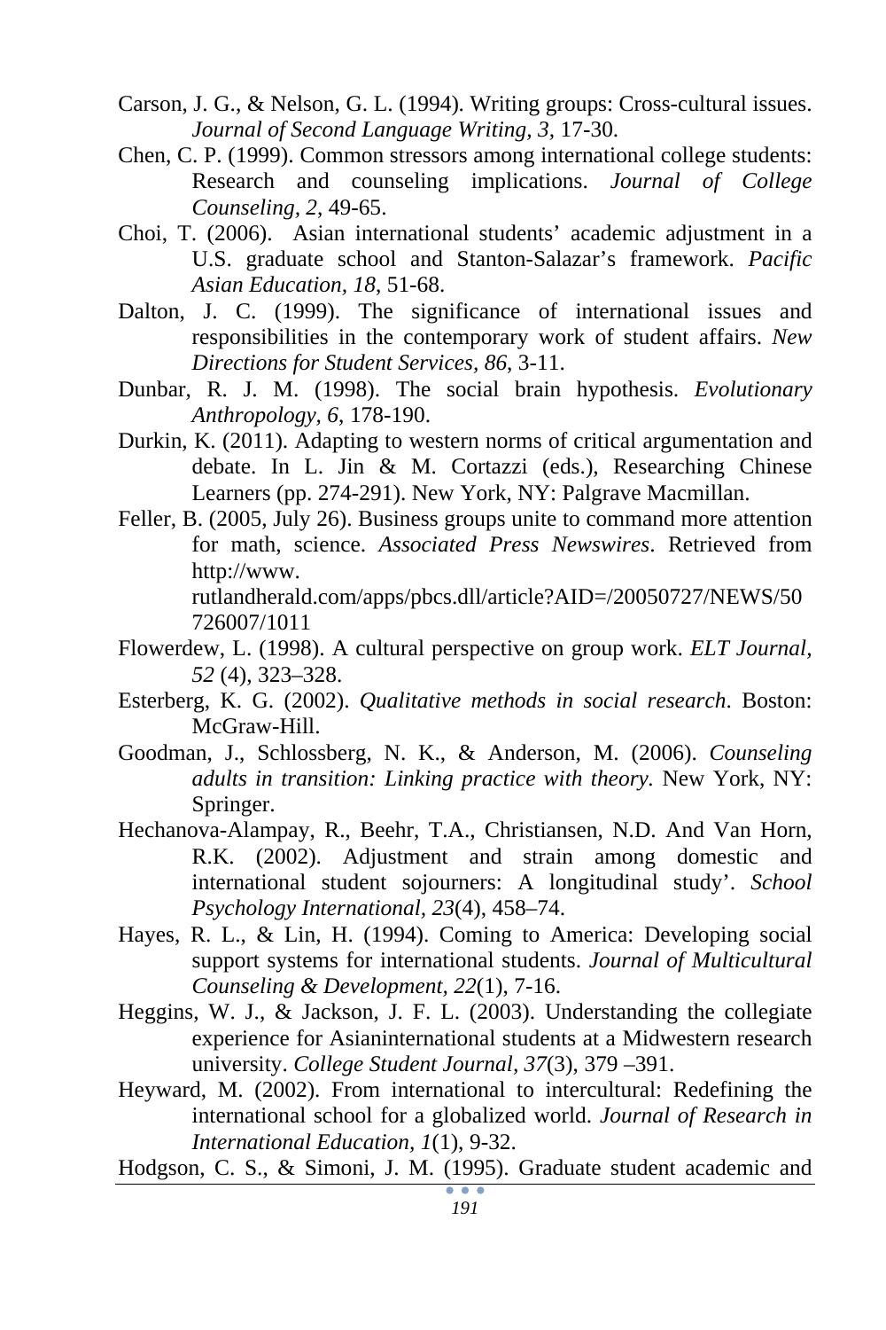Carson, J. G., & Nelson, G. L. (1994). Writing groups: Cross-cultural issues. *Journal of Second Language Writing, 3,* 17-30.

Chen, C. P. (1999). Common stressors among international college students: Research and counseling implications. *Journal of College Counseling, 2*, 49-65.

Choi, T. (2006). Asian international students' academic adjustment in a U.S. graduate school and Stanton-Salazar's framework. *Pacific Asian Education, 18*, 51-68.

Dalton, J. C. (1999). The significance of international issues and responsibilities in the contemporary work of student affairs. *New Directions for Student Services, 86*, 3-11.

Dunbar, R. J. M. (1998). The social brain hypothesis. *Evolutionary Anthropology, 6*, 178-190.

Durkin, K. (2011). Adapting to western norms of critical argumentation and debate. In L. Jin & M. Cortazzi (eds.), Researching Chinese Learners (pp. 274-291). New York, NY: Palgrave Macmillan.

Feller, B. (2005, July 26). Business groups unite to command more attention for math, science. *Associated Press Newswires*. Retrieved from http://www. rutlandherald.com/apps/pbcs.dll/article?AID=/20050727/NEWS/50726007/1011

Flowerdew, L. (1998). A cultural perspective on group work. *ELT Journal, 52* (4), 323–328.

Esterberg, K. G. (2002). *Qualitative methods in social research*. Boston: McGraw-Hill.

Goodman, J., Schlossberg, N. K., & Anderson, M. (2006). *Counseling adults in transition: Linking practice with theory.* New York, NY: Springer.

Hechanova-Alampay, R., Beehr, T.A., Christiansen, N.D. And Van Horn, R.K. (2002). Adjustment and strain among domestic and international student sojourners: A longitudinal study'. *School Psychology International, 23*(4), 458–74.

Hayes, R. L., & Lin, H. (1994). Coming to America: Developing social support systems for international students. *Journal of Multicultural Counseling & Development, 22*(1), 7-16.

Heggins, W. J., & Jackson, J. F. L. (2003). Understanding the collegiate experience for Asianinternational students at a Midwestern research university. *College Student Journal, 37*(3), 379 –391.

Heyward, M. (2002). From international to intercultural: Redefining the international school for a globalized world. *Journal of Research in International Education, 1*(1), 9-32.

Hodgson, C. S., & Simoni, J. M. (1995). Graduate student academic and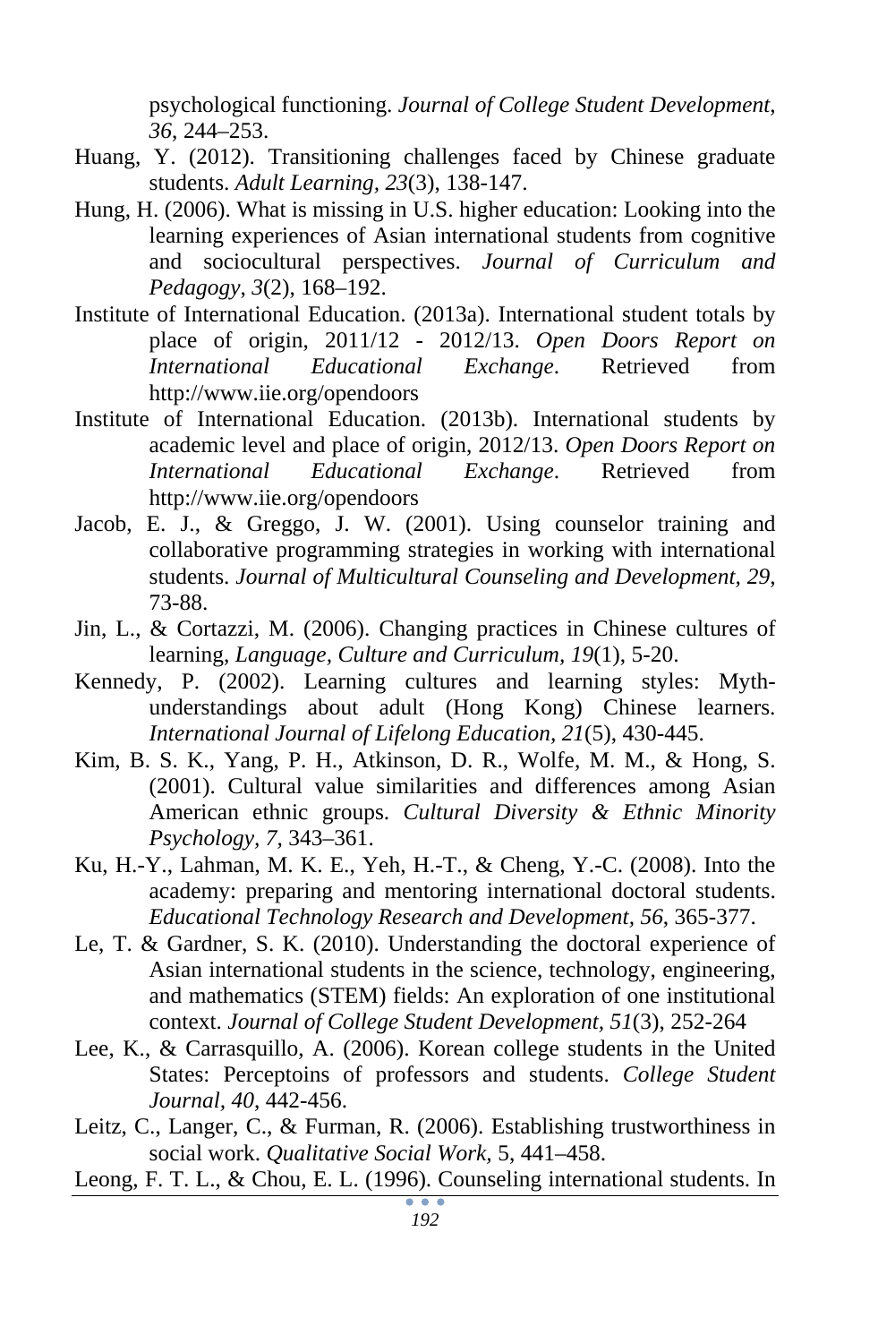psychological functioning. *Journal of College Student Development, 36*, 244–253.

Huang, Y. (2012). Transitioning challenges faced by Chinese graduate students. *Adult Learning, 23*(3), 138-147.

Hung, H. (2006). What is missing in U.S. higher education: Looking into the learning experiences of Asian international students from cognitive and sociocultural perspectives. *Journal of Curriculum and Pedagogy*, *3*(2), 168–192.

Institute of International Education. (2013a). International student totals by place of origin, 2011/12 - 2012/13. *Open Doors Report on International Educational Exchange*. Retrieved from http://www.iie.org/opendoors

Institute of International Education. (2013b). International students by academic level and place of origin, 2012/13. *Open Doors Report on International Educational Exchange*. Retrieved from http://www.iie.org/opendoors

Jacob, E. J., & Greggo, J. W. (2001). Using counselor training and collaborative programming strategies in working with international students. *Journal of Multicultural Counseling and Development, 29*, 73-88.

Jin, L., & Cortazzi, M. (2006). Changing practices in Chinese cultures of learning, *Language, Culture and Curriculum*, *19*(1), 5-20.

Kennedy, P. (2002). Learning cultures and learning styles: Myth-understandings about adult (Hong Kong) Chinese learners. *International Journal of Lifelong Education, 21*(5), 430-445.

Kim, B. S. K., Yang, P. H., Atkinson, D. R., Wolfe, M. M., & Hong, S. (2001). Cultural value similarities and differences among Asian American ethnic groups. *Cultural Diversity & Ethnic Minority Psychology, 7*, 343–361.

Ku, H.-Y., Lahman, M. K. E., Yeh, H.-T., & Cheng, Y.-C. (2008). Into the academy: preparing and mentoring international doctoral students. *Educational Technology Research and Development, 56*, 365-377.

Le, T. & Gardner, S. K. (2010). Understanding the doctoral experience of Asian international students in the science, technology, engineering, and mathematics (STEM) fields: An exploration of one institutional context. *Journal of College Student Development, 51*(3), 252-264

Lee, K., & Carrasquillo, A. (2006). Korean college students in the United States: Perceptoins of professors and students. *College Student Journal, 40*, 442-456.

Leitz, C., Langer, C., & Furman, R. (2006). Establishing trustworthiness in social work. *Qualitative Social Work,* 5, 441–458.

Leong, F. T. L., & Chou, E. L. (1996). Counseling international students. In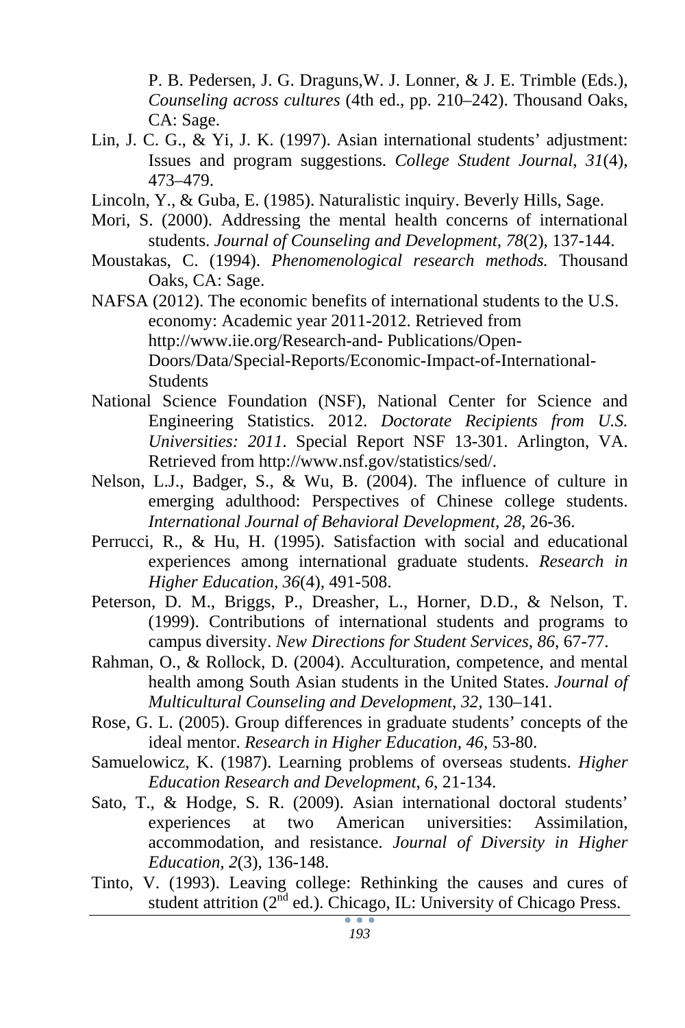P. B. Pedersen, J. G. Draguns,W. J. Lonner, & J. E. Trimble (Eds.), *Counseling across cultures* (4th ed., pp. 210–242). Thousand Oaks, CA: Sage.

Lin, J. C. G., & Yi, J. K. (1997). Asian international students' adjustment: Issues and program suggestions. *College Student Journal, 31*(4), 473–479.

Lincoln, Y., & Guba, E. (1985). Naturalistic inquiry. Beverly Hills, Sage.

Mori, S. (2000). Addressing the mental health concerns of international students. *Journal of Counseling and Development, 78*(2), 137-144.

Moustakas, C. (1994). *Phenomenological research methods.* Thousand Oaks, CA: Sage.

NAFSA (2012). The economic benefits of international students to the U.S. economy: Academic year 2011-2012. Retrieved from http://www.iie.org/Research-and- Publications/Open-Doors/Data/Special-Reports/Economic-Impact-of-International-Students

National Science Foundation (NSF), National Center for Science and Engineering Statistics. 2012. *Doctorate Recipients from U.S. Universities: 2011*. Special Report NSF 13-301. Arlington, VA. Retrieved from http://www.nsf.gov/statistics/sed/.

Nelson, L.J., Badger, S., & Wu, B. (2004). The influence of culture in emerging adulthood: Perspectives of Chinese college students. *International Journal of Behavioral Development, 28*, 26-36.

Perrucci, R., & Hu, H. (1995). Satisfaction with social and educational experiences among international graduate students. *Research in Higher Education, 36*(4), 491-508.

Peterson, D. M., Briggs, P., Dreasher, L., Horner, D.D., & Nelson, T. (1999). Contributions of international students and programs to campus diversity. *New Directions for Student Services, 86*, 67-77.

Rahman, O., & Rollock, D. (2004). Acculturation, competence, and mental health among South Asian students in the United States. *Journal of Multicultural Counseling and Development, 32*, 130–141.

Rose, G. L. (2005). Group differences in graduate students' concepts of the ideal mentor. *Research in Higher Education, 46*, 53-80.

Samuelowicz, K. (1987). Learning problems of overseas students. *Higher Education Research and Development, 6*, 21-134.

Sato, T., & Hodge, S. R. (2009). Asian international doctoral students' experiences at two American universities: Assimilation, accommodation, and resistance. *Journal of Diversity in Higher Education, 2*(3), 136-148.

Tinto, V. (1993). Leaving college: Rethinking the causes and cures of student attrition (2nd ed.). Chicago, IL: University of Chicago Press.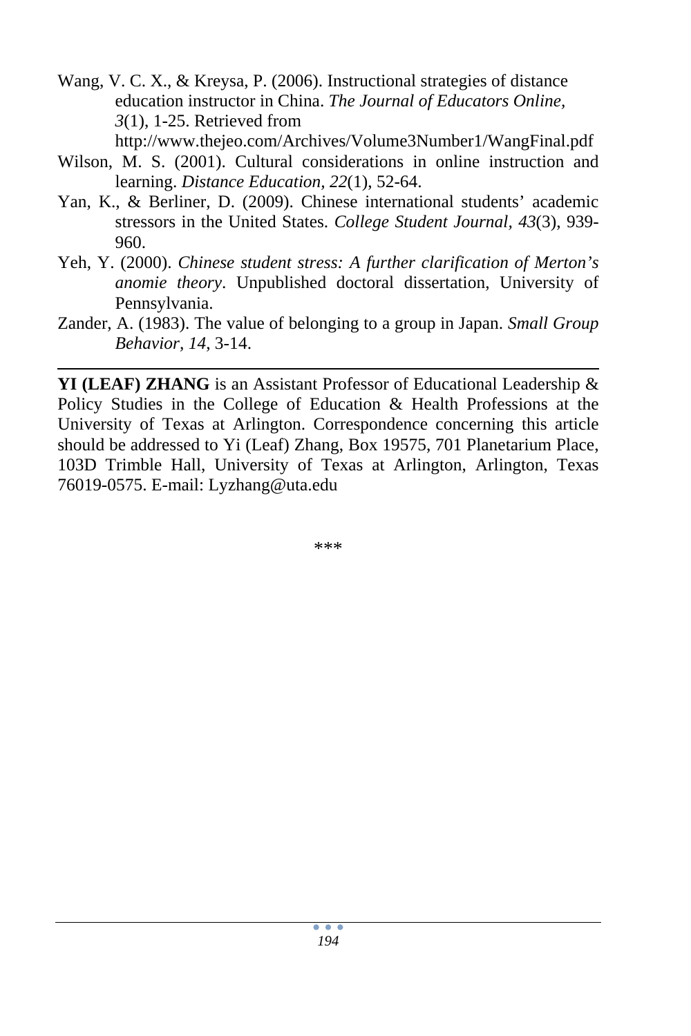Wang, V. C. X., & Kreysa, P. (2006). Instructional strategies of distance education instructor in China. *The Journal of Educators Online, 3*(1), 1-25. Retrieved from http://www.thejeo.com/Archives/Volume3Number1/WangFinal.pdf

Wilson, M. S. (2001). Cultural considerations in online instruction and learning. *Distance Education, 22*(1), 52-64.

Yan, K., & Berliner, D. (2009). Chinese international students' academic stressors in the United States. *College Student Journal, 43*(3), 939-960.

Yeh, Y. (2000). *Chinese student stress: A further clarification of Merton's anomie theory*. Unpublished doctoral dissertation, University of Pennsylvania.

Zander, A. (1983). The value of belonging to a group in Japan. *Small Group Behavior, 14*, 3-14.

---

**YI (LEAF) ZHANG** is an Assistant Professor of Educational Leadership & Policy Studies in the College of Education & Health Professions at the University of Texas at Arlington. Correspondence concerning this article should be addressed to Yi (Leaf) Zhang, Box 19575, 701 Planetarium Place, 103D Trimble Hall, University of Texas at Arlington, Arlington, Texas 76019-0575. E-mail: Lyzhang@uta.edu

***